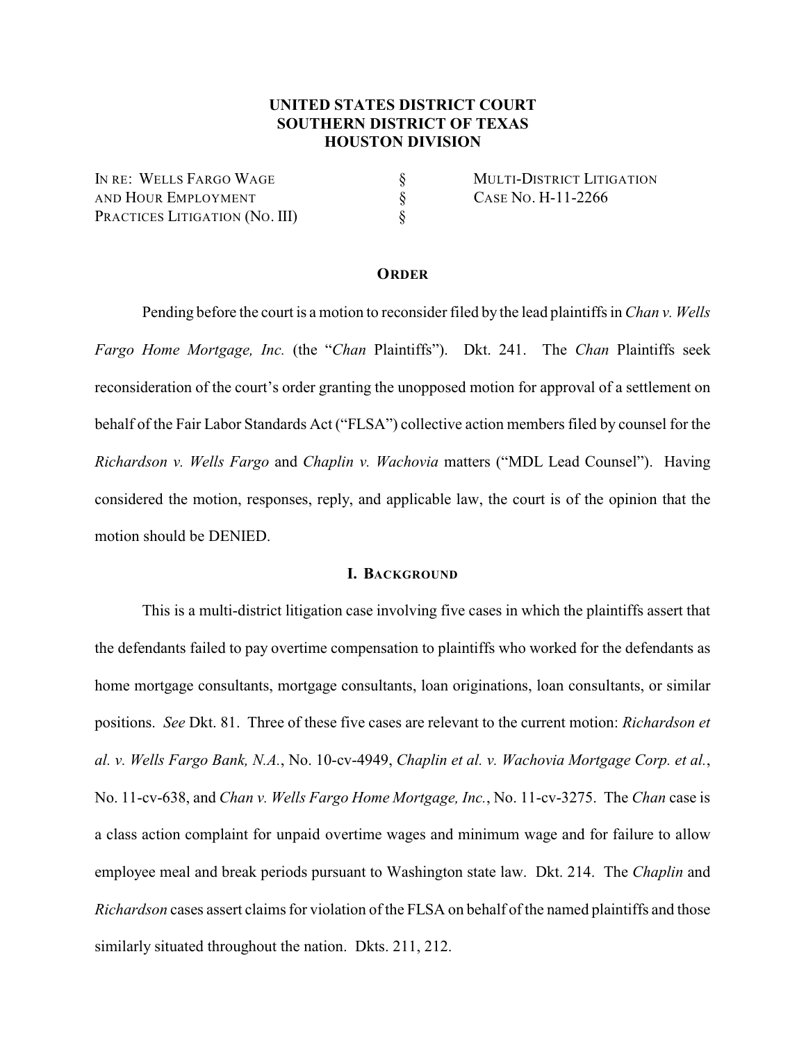**UNITED STATES DISTRICT COURT**
**SOUTHERN DISTRICT OF TEXAS**
**HOUSTON DIVISION**

| | | |
|---|---|---|
| IN RE: WELLS FARGO WAGE AND HOUR EMPLOYMENT PRACTICES LITIGATION (NO. III) | § § § | MULTI-DISTRICT LITIGATION CASE NO. H-11-2266 |

**ORDER**

Pending before the court is a motion to reconsider filed by the lead plaintiffs in *Chan v. Wells Fargo Home Mortgage, Inc.* (the "*Chan* Plaintiffs"). Dkt. 241. The *Chan* Plaintiffs seek reconsideration of the court's order granting the unopposed motion for approval of a settlement on behalf of the Fair Labor Standards Act ("FLSA") collective action members filed by counsel for the *Richardson v. Wells Fargo* and *Chaplin v. Wachovia* matters ("MDL Lead Counsel"). Having considered the motion, responses, reply, and applicable law, the court is of the opinion that the motion should be DENIED.

## I. BACKGROUND

This is a multi-district litigation case involving five cases in which the plaintiffs assert that the defendants failed to pay overtime compensation to plaintiffs who worked for the defendants as home mortgage consultants, mortgage consultants, loan originations, loan consultants, or similar positions. *See* Dkt. 81. Three of these five cases are relevant to the current motion: *Richardson et al. v. Wells Fargo Bank, N.A.*, No. 10-cv-4949, *Chaplin et al. v. Wachovia Mortgage Corp. et al.*, No. 11-cv-638, and *Chan v. Wells Fargo Home Mortgage, Inc.*, No. 11-cv-3275. The *Chan* case is a class action complaint for unpaid overtime wages and minimum wage and for failure to allow employee meal and break periods pursuant to Washington state law. Dkt. 214. The *Chaplin* and *Richardson* cases assert claims for violation of the FLSA on behalf of the named plaintiffs and those similarly situated throughout the nation. Dkts. 211, 212.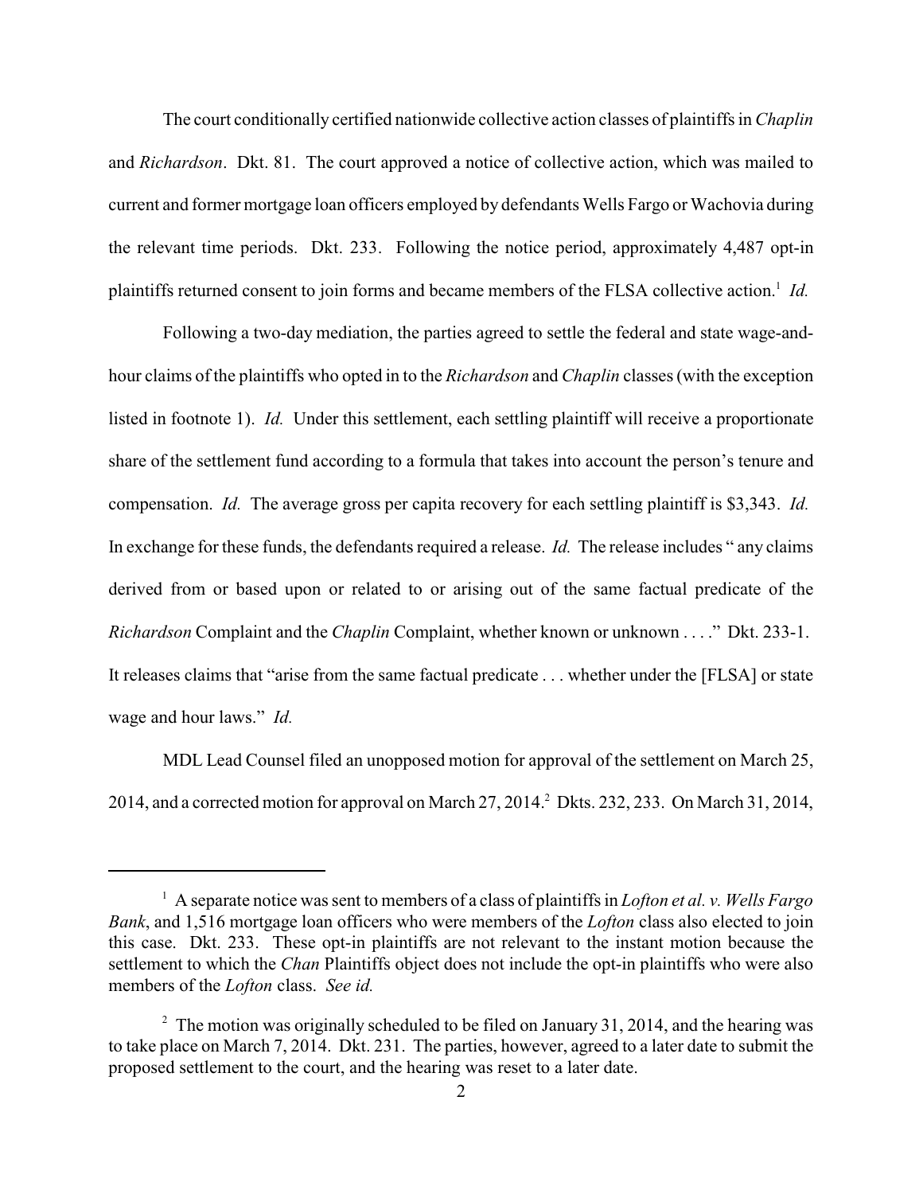The court conditionally certified nationwide collective action classes of plaintiffs in *Chaplin* and *Richardson*. Dkt. 81. The court approved a notice of collective action, which was mailed to current and former mortgage loan officers employed by defendants Wells Fargo or Wachovia during the relevant time periods. Dkt. 233. Following the notice period, approximately 4,487 opt-in plaintiffs returned consent to join forms and became members of the FLSA collective action.[1] *Id.*

Following a two-day mediation, the parties agreed to settle the federal and state wage-and-hour claims of the plaintiffs who opted in to the *Richardson* and *Chaplin* classes (with the exception listed in footnote 1). *Id.* Under this settlement, each settling plaintiff will receive a proportionate share of the settlement fund according to a formula that takes into account the person's tenure and compensation. *Id.* The average gross per capita recovery for each settling plaintiff is $3,343. *Id.* In exchange for these funds, the defendants required a release. *Id.* The release includes " any claims derived from or based upon or related to or arising out of the same factual predicate of the *Richardson* Complaint and the *Chaplin* Complaint, whether known or unknown . . . ." Dkt. 233-1. It releases claims that "arise from the same factual predicate . . . whether under the [FLSA] or state wage and hour laws." *Id.*

MDL Lead Counsel filed an unopposed motion for approval of the settlement on March 25, 2014, and a corrected motion for approval on March 27, 2014.[2] Dkts. 232, 233. On March 31, 2014,

---

[1] A separate notice was sent to members of a class of plaintiffs in *Lofton et al. v. Wells Fargo Bank*, and 1,516 mortgage loan officers who were members of the *Lofton* class also elected to join this case. Dkt. 233. These opt-in plaintiffs are not relevant to the instant motion because the settlement to which the *Chan* Plaintiffs object does not include the opt-in plaintiffs who were also members of the *Lofton* class. *See id.*

[2] The motion was originally scheduled to be filed on January 31, 2014, and the hearing was to take place on March 7, 2014. Dkt. 231. The parties, however, agreed to a later date to submit the proposed settlement to the court, and the hearing was reset to a later date.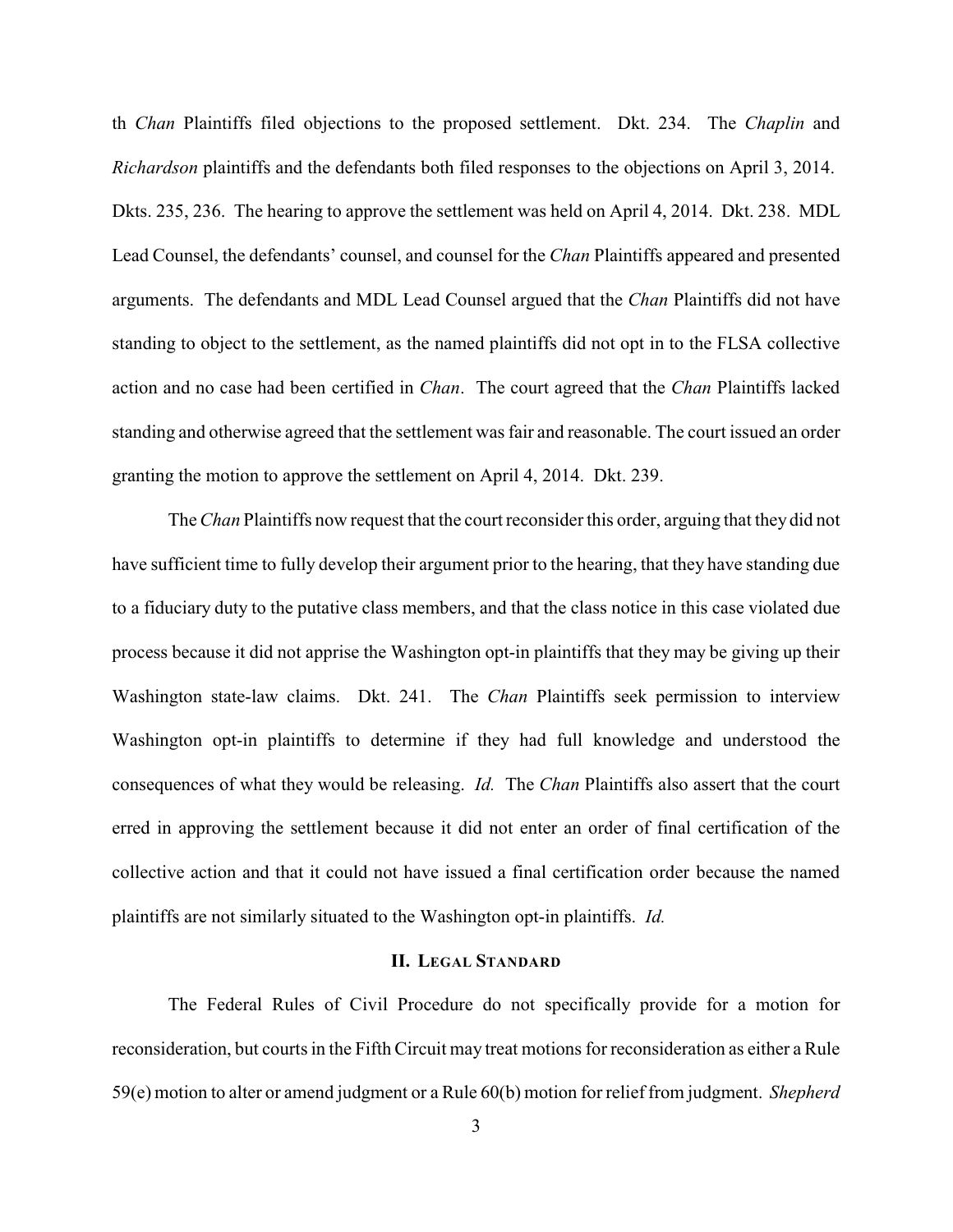th *Chan* Plaintiffs filed objections to the proposed settlement. Dkt. 234. The *Chaplin* and *Richardson* plaintiffs and the defendants both filed responses to the objections on April 3, 2014. Dkts. 235, 236. The hearing to approve the settlement was held on April 4, 2014. Dkt. 238. MDL Lead Counsel, the defendants' counsel, and counsel for the *Chan* Plaintiffs appeared and presented arguments. The defendants and MDL Lead Counsel argued that the *Chan* Plaintiffs did not have standing to object to the settlement, as the named plaintiffs did not opt in to the FLSA collective action and no case had been certified in *Chan*. The court agreed that the *Chan* Plaintiffs lacked standing and otherwise agreed that the settlement was fair and reasonable. The court issued an order granting the motion to approve the settlement on April 4, 2014. Dkt. 239.

The *Chan* Plaintiffs now request that the court reconsider this order, arguing that they did not have sufficient time to fully develop their argument prior to the hearing, that they have standing due to a fiduciary duty to the putative class members, and that the class notice in this case violated due process because it did not apprise the Washington opt-in plaintiffs that they may be giving up their Washington state-law claims. Dkt. 241. The *Chan* Plaintiffs seek permission to interview Washington opt-in plaintiffs to determine if they had full knowledge and understood the consequences of what they would be releasing. *Id.* The *Chan* Plaintiffs also assert that the court erred in approving the settlement because it did not enter an order of final certification of the collective action and that it could not have issued a final certification order because the named plaintiffs are not similarly situated to the Washington opt-in plaintiffs. *Id.*

## II. Legal Standard

The Federal Rules of Civil Procedure do not specifically provide for a motion for reconsideration, but courts in the Fifth Circuit may treat motions for reconsideration as either a Rule 59(e) motion to alter or amend judgment or a Rule 60(b) motion for relief from judgment. *Shepherd*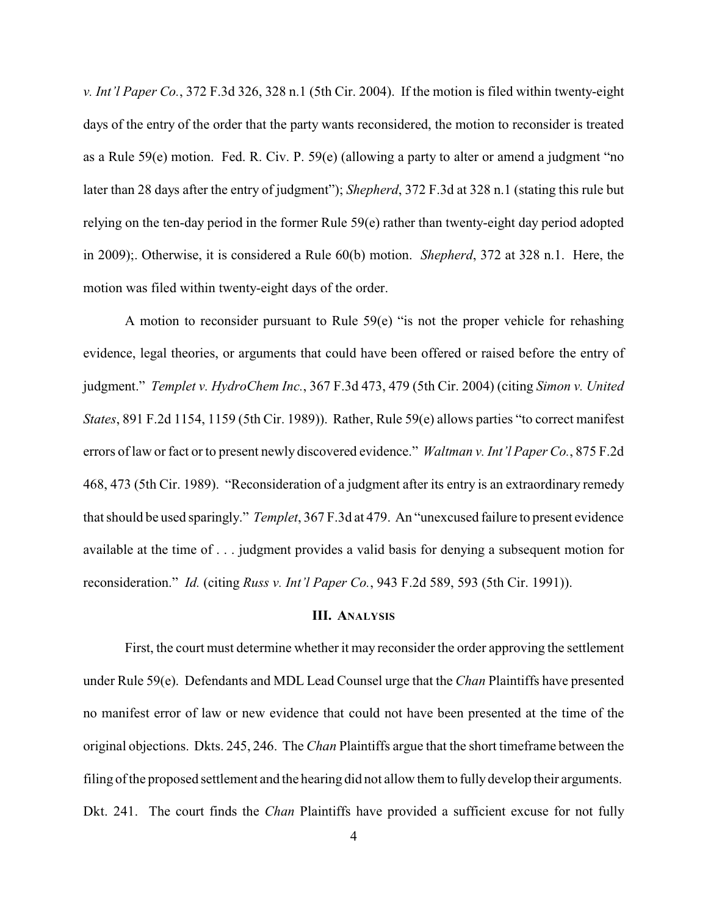*v. Int'l Paper Co.*, 372 F.3d 326, 328 n.1 (5th Cir. 2004). If the motion is filed within twenty-eight days of the entry of the order that the party wants reconsidered, the motion to reconsider is treated as a Rule 59(e) motion. Fed. R. Civ. P. 59(e) (allowing a party to alter or amend a judgment "no later than 28 days after the entry of judgment"); *Shepherd*, 372 F.3d at 328 n.1 (stating this rule but relying on the ten-day period in the former Rule 59(e) rather than twenty-eight day period adopted in 2009);. Otherwise, it is considered a Rule 60(b) motion. *Shepherd*, 372 at 328 n.1. Here, the motion was filed within twenty-eight days of the order.

A motion to reconsider pursuant to Rule 59(e) "is not the proper vehicle for rehashing evidence, legal theories, or arguments that could have been offered or raised before the entry of judgment." *Templet v. HydroChem Inc.*, 367 F.3d 473, 479 (5th Cir. 2004) (citing *Simon v. United States*, 891 F.2d 1154, 1159 (5th Cir. 1989)). Rather, Rule 59(e) allows parties "to correct manifest errors of law or fact or to present newly discovered evidence." *Waltman v. Int'l Paper Co.*, 875 F.2d 468, 473 (5th Cir. 1989). "Reconsideration of a judgment after its entry is an extraordinary remedy that should be used sparingly." *Templet*, 367 F.3d at 479. An "unexcused failure to present evidence available at the time of . . . judgment provides a valid basis for denying a subsequent motion for reconsideration." *Id.* (citing *Russ v. Int'l Paper Co.*, 943 F.2d 589, 593 (5th Cir. 1991)).

## III. Analysis

First, the court must determine whether it may reconsider the order approving the settlement under Rule 59(e). Defendants and MDL Lead Counsel urge that the *Chan* Plaintiffs have presented no manifest error of law or new evidence that could not have been presented at the time of the original objections. Dkts. 245, 246. The *Chan* Plaintiffs argue that the short timeframe between the filing of the proposed settlement and the hearing did not allow them to fully develop their arguments. Dkt. 241. The court finds the *Chan* Plaintiffs have provided a sufficient excuse for not fully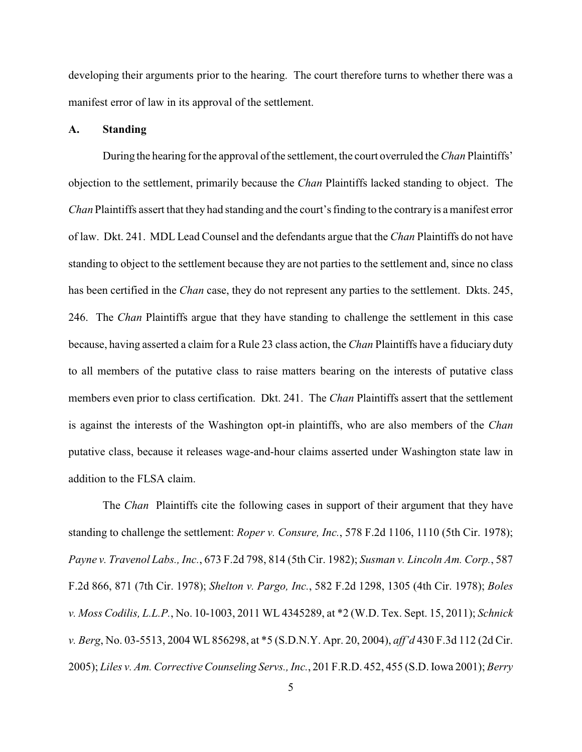developing their arguments prior to the hearing. The court therefore turns to whether there was a manifest error of law in its approval of the settlement.

### A. Standing

During the hearing for the approval of the settlement, the court overruled the *Chan* Plaintiffs' objection to the settlement, primarily because the *Chan* Plaintiffs lacked standing to object. The *Chan* Plaintiffs assert that they had standing and the court's finding to the contrary is a manifest error of law. Dkt. 241. MDL Lead Counsel and the defendants argue that the *Chan* Plaintiffs do not have standing to object to the settlement because they are not parties to the settlement and, since no class has been certified in the *Chan* case, they do not represent any parties to the settlement. Dkts. 245, 246. The *Chan* Plaintiffs argue that they have standing to challenge the settlement in this case because, having asserted a claim for a Rule 23 class action, the *Chan* Plaintiffs have a fiduciary duty to all members of the putative class to raise matters bearing on the interests of putative class members even prior to class certification. Dkt. 241. The *Chan* Plaintiffs assert that the settlement is against the interests of the Washington opt-in plaintiffs, who are also members of the *Chan* putative class, because it releases wage-and-hour claims asserted under Washington state law in addition to the FLSA claim.

The *Chan* Plaintiffs cite the following cases in support of their argument that they have standing to challenge the settlement: *Roper v. Consure, Inc.*, 578 F.2d 1106, 1110 (5th Cir. 1978); *Payne v. Travenol Labs., Inc.*, 673 F.2d 798, 814 (5th Cir. 1982); *Susman v. Lincoln Am. Corp.*, 587 F.2d 866, 871 (7th Cir. 1978); *Shelton v. Pargo, Inc.*, 582 F.2d 1298, 1305 (4th Cir. 1978); *Boles v. Moss Codilis, L.L.P.*, No. 10-1003, 2011 WL 4345289, at *2 (W.D. Tex. Sept. 15, 2011); *Schnick v. Berg*, No. 03-5513, 2004 WL 856298, at *5 (S.D.N.Y. Apr. 20, 2004), *aff'd* 430 F.3d 112 (2d Cir. 2005); *Liles v. Am. Corrective Counseling Servs., Inc.*, 201 F.R.D. 452, 455 (S.D. Iowa 2001); *Berry*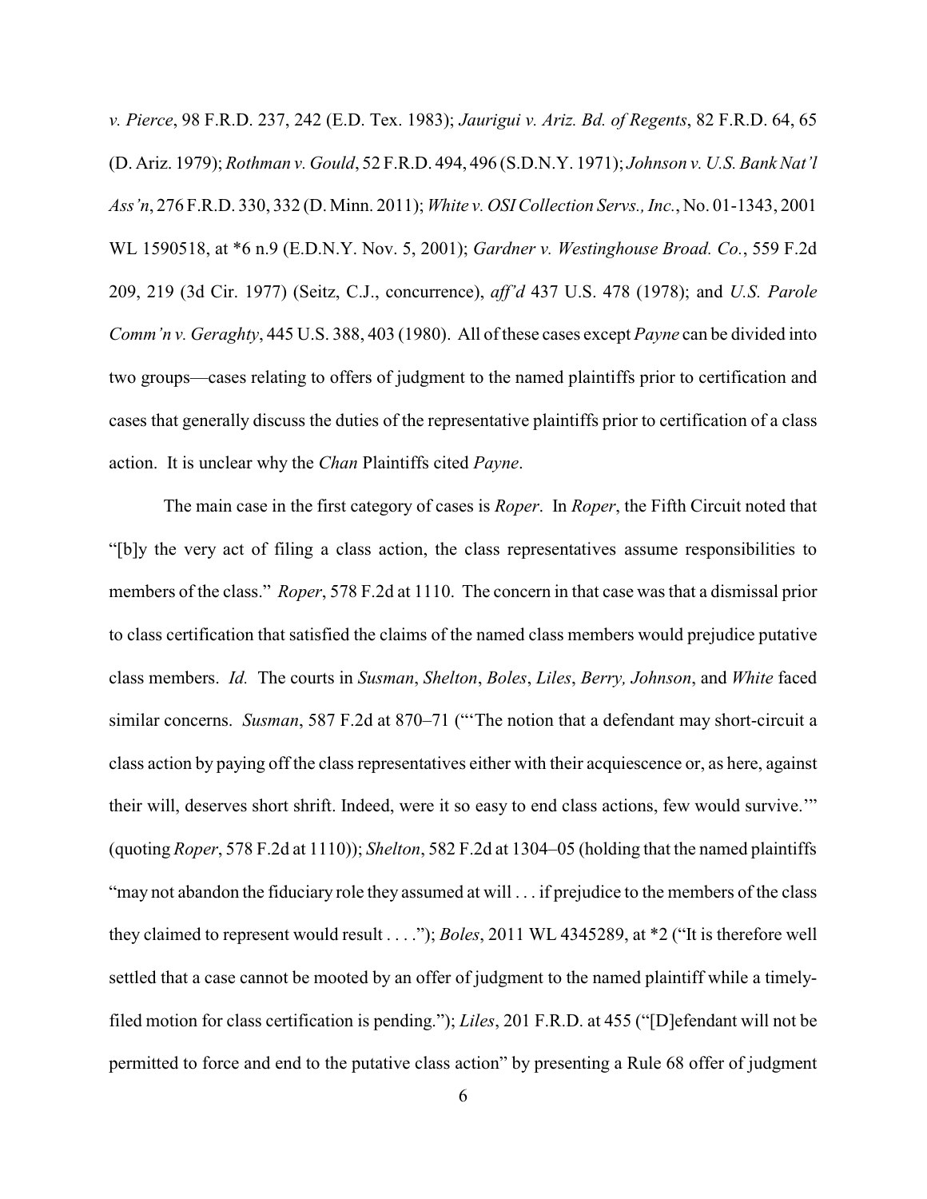*v. Pierce*, 98 F.R.D. 237, 242 (E.D. Tex. 1983); *Jaurigui v. Ariz. Bd. of Regents*, 82 F.R.D. 64, 65 (D. Ariz. 1979); *Rothman v. Gould*, 52 F.R.D. 494, 496 (S.D.N.Y. 1971); *Johnson v. U.S. Bank Nat'l Ass'n*, 276 F.R.D. 330, 332 (D. Minn. 2011); *White v. OSI Collection Servs., Inc.*, No. 01-1343, 2001 WL 1590518, at *6 n.9 (E.D.N.Y. Nov. 5, 2001); *Gardner v. Westinghouse Broad. Co.*, 559 F.2d 209, 219 (3d Cir. 1977) (Seitz, C.J., concurrence), *aff'd* 437 U.S. 478 (1978); and *U.S. Parole Comm'n v. Geraghty*, 445 U.S. 388, 403 (1980). All of these cases except *Payne* can be divided into two groups—cases relating to offers of judgment to the named plaintiffs prior to certification and cases that generally discuss the duties of the representative plaintiffs prior to certification of a class action. It is unclear why the *Chan* Plaintiffs cited *Payne*.

The main case in the first category of cases is *Roper*. In *Roper*, the Fifth Circuit noted that "[b]y the very act of filing a class action, the class representatives assume responsibilities to members of the class." *Roper*, 578 F.2d at 1110. The concern in that case was that a dismissal prior to class certification that satisfied the claims of the named class members would prejudice putative class members. *Id.* The courts in *Susman*, *Shelton*, *Boles*, *Liles*, *Berry, Johnson*, and *White* faced similar concerns. *Susman*, 587 F.2d at 870–71 ("'The notion that a defendant may short-circuit a class action by paying off the class representatives either with their acquiescence or, as here, against their will, deserves short shrift. Indeed, were it so easy to end class actions, few would survive.'" (quoting *Roper*, 578 F.2d at 1110)); *Shelton*, 582 F.2d at 1304–05 (holding that the named plaintiffs "may not abandon the fiduciary role they assumed at will . . . if prejudice to the members of the class they claimed to represent would result . . . ."); *Boles*, 2011 WL 4345289, at *2 ("It is therefore well settled that a case cannot be mooted by an offer of judgment to the named plaintiff while a timely-filed motion for class certification is pending."); *Liles*, 201 F.R.D. at 455 ("[D]efendant will not be permitted to force and end to the putative class action" by presenting a Rule 68 offer of judgment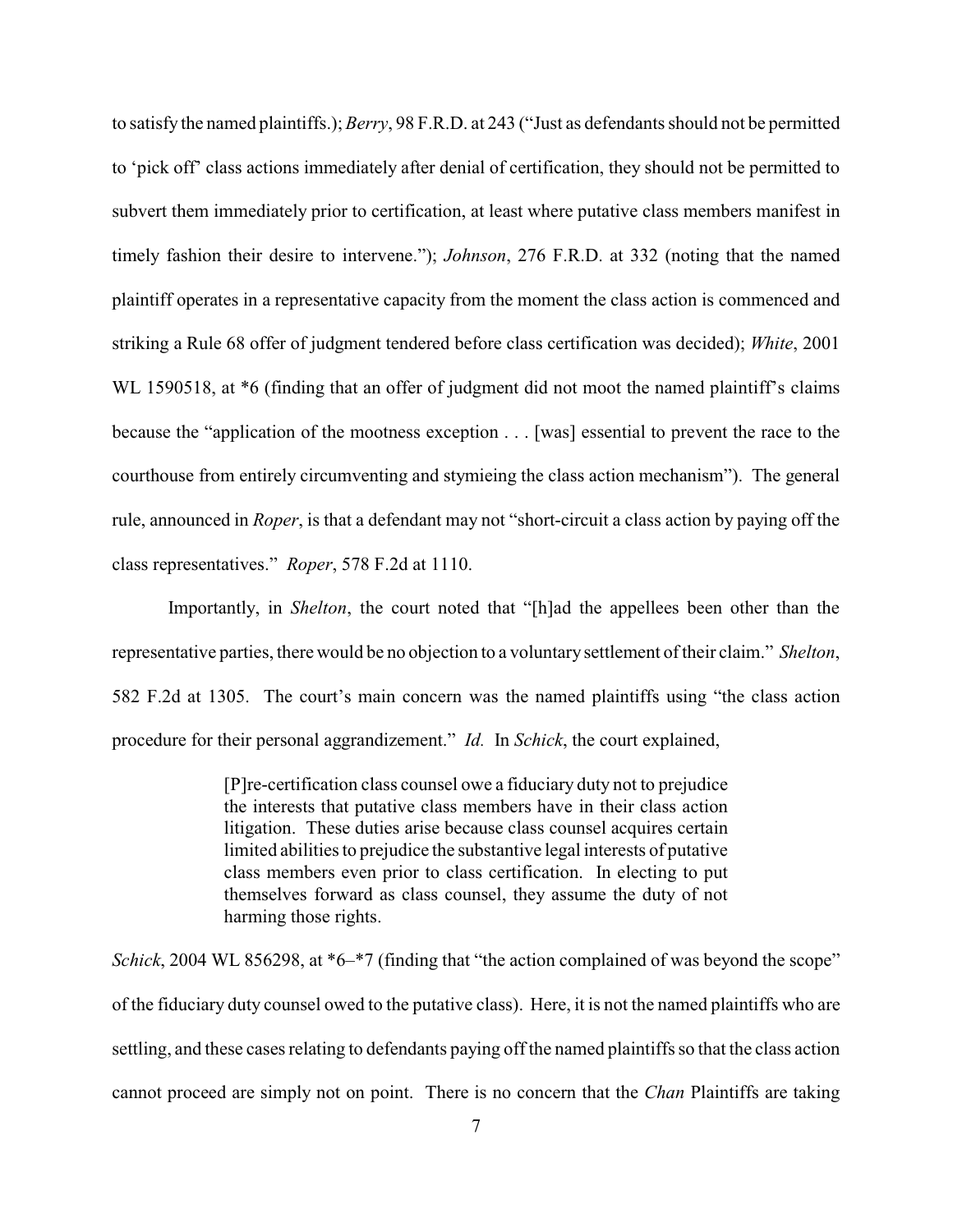to satisfy the named plaintiffs.); *Berry*, 98 F.R.D. at 243 ("Just as defendants should not be permitted to 'pick off' class actions immediately after denial of certification, they should not be permitted to subvert them immediately prior to certification, at least where putative class members manifest in timely fashion their desire to intervene."); *Johnson*, 276 F.R.D. at 332 (noting that the named plaintiff operates in a representative capacity from the moment the class action is commenced and striking a Rule 68 offer of judgment tendered before class certification was decided); *White*, 2001 WL 1590518, at *6 (finding that an offer of judgment did not moot the named plaintiff's claims because the "application of the mootness exception . . . [was] essential to prevent the race to the courthouse from entirely circumventing and stymieing the class action mechanism"). The general rule, announced in *Roper*, is that a defendant may not "short-circuit a class action by paying off the class representatives." *Roper*, 578 F.2d at 1110.

Importantly, in *Shelton*, the court noted that "[h]ad the appellees been other than the representative parties, there would be no objection to a voluntary settlement of their claim." *Shelton*, 582 F.2d at 1305. The court's main concern was the named plaintiffs using "the class action procedure for their personal aggrandizement." *Id.* In *Schick*, the court explained,

> [P]re-certification class counsel owe a fiduciary duty not to prejudice the interests that putative class members have in their class action litigation. These duties arise because class counsel acquires certain limited abilities to prejudice the substantive legal interests of putative class members even prior to class certification. In electing to put themselves forward as class counsel, they assume the duty of not harming those rights.

*Schick*, 2004 WL 856298, at *6–*7 (finding that "the action complained of was beyond the scope" of the fiduciary duty counsel owed to the putative class). Here, it is not the named plaintiffs who are settling, and these cases relating to defendants paying off the named plaintiffs so that the class action cannot proceed are simply not on point. There is no concern that the *Chan* Plaintiffs are taking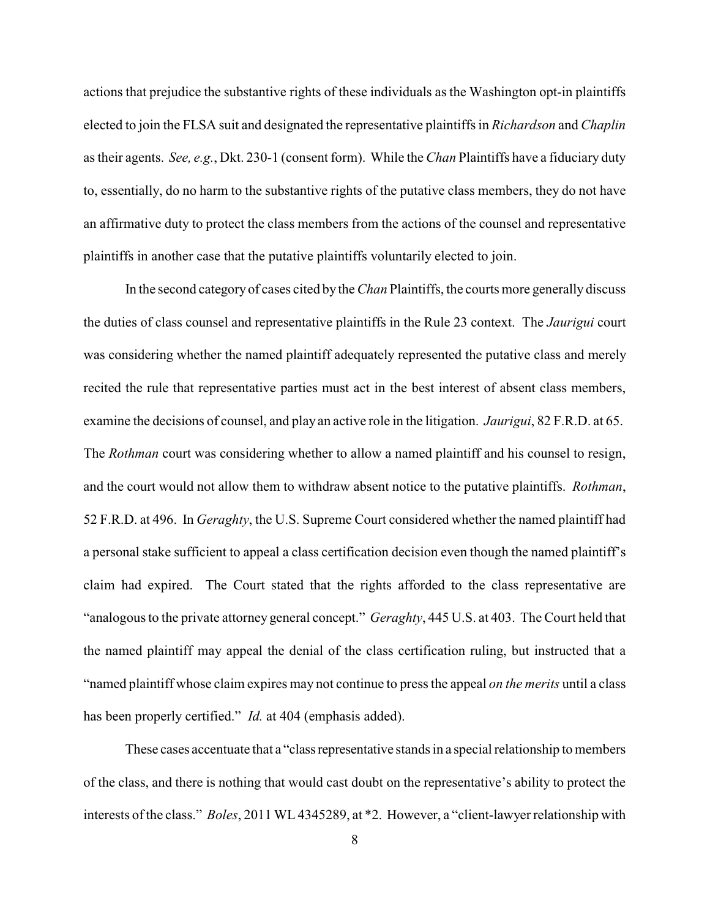actions that prejudice the substantive rights of these individuals as the Washington opt-in plaintiffs elected to join the FLSA suit and designated the representative plaintiffs in *Richardson* and *Chaplin* as their agents. *See, e.g.*, Dkt. 230-1 (consent form). While the *Chan* Plaintiffs have a fiduciary duty to, essentially, do no harm to the substantive rights of the putative class members, they do not have an affirmative duty to protect the class members from the actions of the counsel and representative plaintiffs in another case that the putative plaintiffs voluntarily elected to join.

In the second category of cases cited by the *Chan* Plaintiffs, the courts more generally discuss the duties of class counsel and representative plaintiffs in the Rule 23 context. The *Jaurigui* court was considering whether the named plaintiff adequately represented the putative class and merely recited the rule that representative parties must act in the best interest of absent class members, examine the decisions of counsel, and play an active role in the litigation. *Jaurigui*, 82 F.R.D. at 65. The *Rothman* court was considering whether to allow a named plaintiff and his counsel to resign, and the court would not allow them to withdraw absent notice to the putative plaintiffs. *Rothman*, 52 F.R.D. at 496. In *Geraghty*, the U.S. Supreme Court considered whether the named plaintiff had a personal stake sufficient to appeal a class certification decision even though the named plaintiff's claim had expired. The Court stated that the rights afforded to the class representative are "analogous to the private attorney general concept." *Geraghty*, 445 U.S. at 403. The Court held that the named plaintiff may appeal the denial of the class certification ruling, but instructed that a "named plaintiff whose claim expires may not continue to press the appeal *on the merits* until a class has been properly certified." *Id.* at 404 (emphasis added).

These cases accentuate that a "class representative stands in a special relationship to members of the class, and there is nothing that would cast doubt on the representative's ability to protect the interests of the class." *Boles*, 2011 WL 4345289, at *2. However, a "client-lawyer relationship with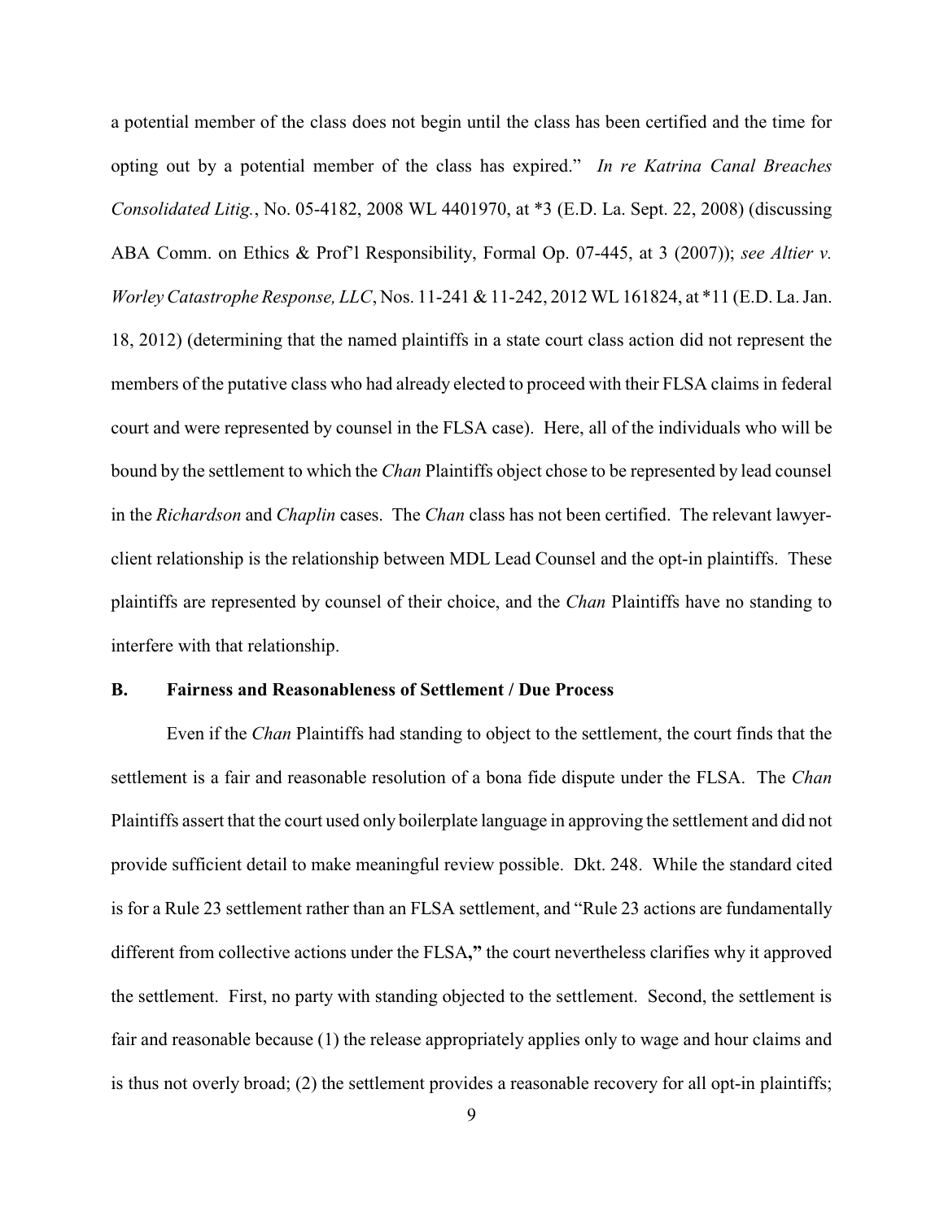a potential member of the class does not begin until the class has been certified and the time for opting out by a potential member of the class has expired." *In re Katrina Canal Breaches Consolidated Litig.*, No. 05-4182, 2008 WL 4401970, at *3 (E.D. La. Sept. 22, 2008) (discussing ABA Comm. on Ethics & Prof'l Responsibility, Formal Op. 07-445, at 3 (2007)); *see Altier v. Worley Catastrophe Response, LLC*, Nos. 11-241 & 11-242, 2012 WL 161824, at *11 (E.D. La. Jan. 18, 2012) (determining that the named plaintiffs in a state court class action did not represent the members of the putative class who had already elected to proceed with their FLSA claims in federal court and were represented by counsel in the FLSA case). Here, all of the individuals who will be bound by the settlement to which the *Chan* Plaintiffs object chose to be represented by lead counsel in the *Richardson* and *Chaplin* cases. The *Chan* class has not been certified. The relevant lawyer-client relationship is the relationship between MDL Lead Counsel and the opt-in plaintiffs. These plaintiffs are represented by counsel of their choice, and the *Chan* Plaintiffs have no standing to interfere with that relationship.

**B. Fairness and Reasonableness of Settlement / Due Process**

Even if the *Chan* Plaintiffs had standing to object to the settlement, the court finds that the settlement is a fair and reasonable resolution of a bona fide dispute under the FLSA. The *Chan* Plaintiffs assert that the court used only boilerplate language in approving the settlement and did not provide sufficient detail to make meaningful review possible. Dkt. 248. While the standard cited is for a Rule 23 settlement rather than an FLSA settlement, and "Rule 23 actions are fundamentally different from collective actions under the FLSA**,"** the court nevertheless clarifies why it approved the settlement. First, no party with standing objected to the settlement. Second, the settlement is fair and reasonable because (1) the release appropriately applies only to wage and hour claims and is thus not overly broad; (2) the settlement provides a reasonable recovery for all opt-in plaintiffs;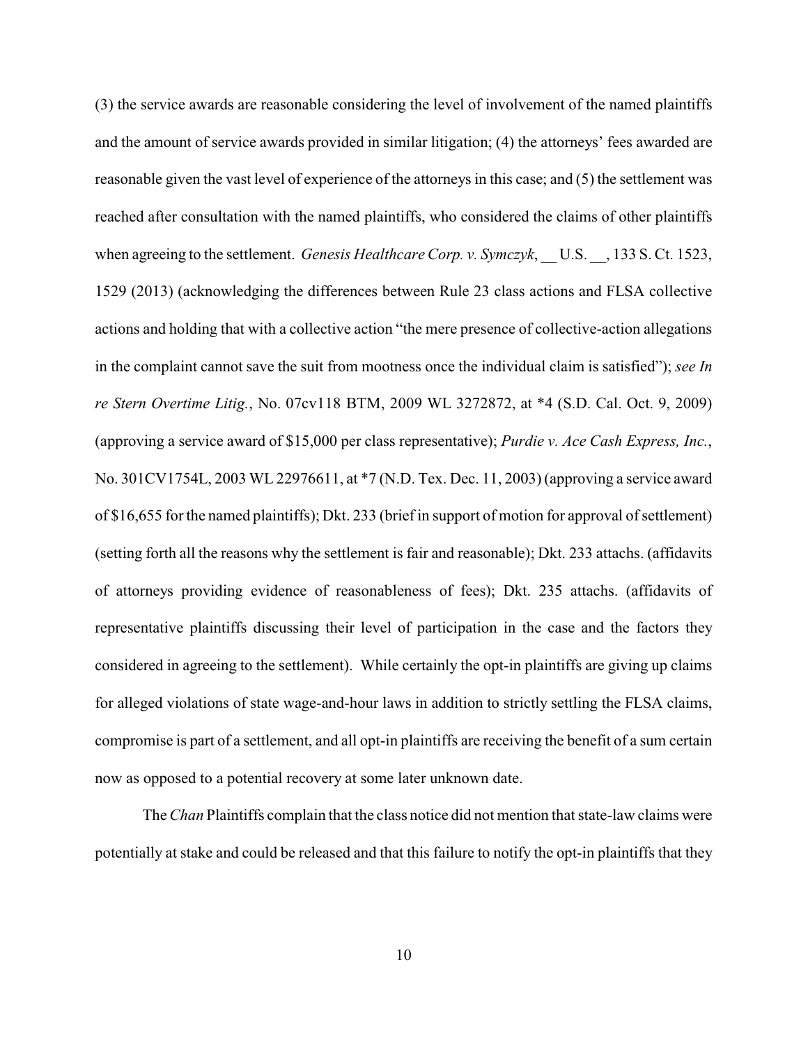(3) the service awards are reasonable considering the level of involvement of the named plaintiffs and the amount of service awards provided in similar litigation; (4) the attorneys' fees awarded are reasonable given the vast level of experience of the attorneys in this case; and (5) the settlement was reached after consultation with the named plaintiffs, who considered the claims of other plaintiffs when agreeing to the settlement. *Genesis Healthcare Corp. v. Symczyk*, __ U.S. __, 133 S. Ct. 1523, 1529 (2013) (acknowledging the differences between Rule 23 class actions and FLSA collective actions and holding that with a collective action "the mere presence of collective-action allegations in the complaint cannot save the suit from mootness once the individual claim is satisfied"); *see In re Stern Overtime Litig.*, No. 07cv118 BTM, 2009 WL 3272872, at *4 (S.D. Cal. Oct. 9, 2009) (approving a service award of $15,000 per class representative); *Purdie v. Ace Cash Express, Inc.*, No. 301CV1754L, 2003 WL 22976611, at *7 (N.D. Tex. Dec. 11, 2003) (approving a service award of $16,655 for the named plaintiffs); Dkt. 233 (brief in support of motion for approval of settlement) (setting forth all the reasons why the settlement is fair and reasonable); Dkt. 233 attachs. (affidavits of attorneys providing evidence of reasonableness of fees); Dkt. 235 attachs. (affidavits of representative plaintiffs discussing their level of participation in the case and the factors they considered in agreeing to the settlement). While certainly the opt-in plaintiffs are giving up claims for alleged violations of state wage-and-hour laws in addition to strictly settling the FLSA claims, compromise is part of a settlement, and all opt-in plaintiffs are receiving the benefit of a sum certain now as opposed to a potential recovery at some later unknown date.

The *Chan* Plaintiffs complain that the class notice did not mention that state-law claims were potentially at stake and could be released and that this failure to notify the opt-in plaintiffs that they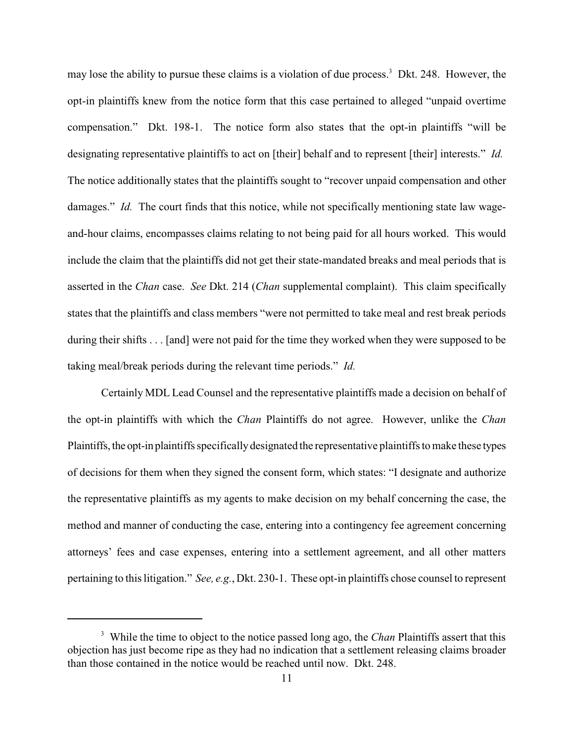may lose the ability to pursue these claims is a violation of due process.[3] Dkt. 248. However, the opt-in plaintiffs knew from the notice form that this case pertained to alleged "unpaid overtime compensation." Dkt. 198-1. The notice form also states that the opt-in plaintiffs "will be designating representative plaintiffs to act on [their] behalf and to represent [their] interests." *Id.* The notice additionally states that the plaintiffs sought to "recover unpaid compensation and other damages." *Id.* The court finds that this notice, while not specifically mentioning state law wage-and-hour claims, encompasses claims relating to not being paid for all hours worked. This would include the claim that the plaintiffs did not get their state-mandated breaks and meal periods that is asserted in the *Chan* case. *See* Dkt. 214 (*Chan* supplemental complaint). This claim specifically states that the plaintiffs and class members "were not permitted to take meal and rest break periods during their shifts . . . [and] were not paid for the time they worked when they were supposed to be taking meal/break periods during the relevant time periods." *Id.*

Certainly MDL Lead Counsel and the representative plaintiffs made a decision on behalf of the opt-in plaintiffs with which the *Chan* Plaintiffs do not agree. However, unlike the *Chan* Plaintiffs, the opt-in plaintiffs specifically designated the representative plaintiffs to make these types of decisions for them when they signed the consent form, which states: "I designate and authorize the representative plaintiffs as my agents to make decision on my behalf concerning the case, the method and manner of conducting the case, entering into a contingency fee agreement concerning attorneys' fees and case expenses, entering into a settlement agreement, and all other matters pertaining to this litigation." *See, e.g.*, Dkt. 230-1. These opt-in plaintiffs chose counsel to represent

[3] While the time to object to the notice passed long ago, the *Chan* Plaintiffs assert that this objection has just become ripe as they had no indication that a settlement releasing claims broader than those contained in the notice would be reached until now. Dkt. 248.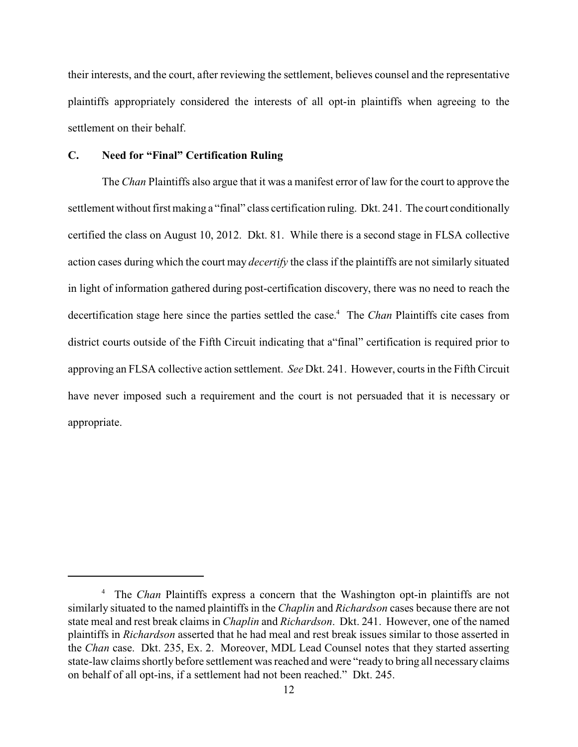their interests, and the court, after reviewing the settlement, believes counsel and the representative plaintiffs appropriately considered the interests of all opt-in plaintiffs when agreeing to the settlement on their behalf.

### C. Need for "Final" Certification Ruling

The *Chan* Plaintiffs also argue that it was a manifest error of law for the court to approve the settlement without first making a "final" class certification ruling. Dkt. 241. The court conditionally certified the class on August 10, 2012. Dkt. 81. While there is a second stage in FLSA collective action cases during which the court may *decertify* the class if the plaintiffs are not similarly situated in light of information gathered during post-certification discovery, there was no need to reach the decertification stage here since the parties settled the case.[4] The *Chan* Plaintiffs cite cases from district courts outside of the Fifth Circuit indicating that a"final" certification is required prior to approving an FLSA collective action settlement. *See* Dkt. 241. However, courts in the Fifth Circuit have never imposed such a requirement and the court is not persuaded that it is necessary or appropriate.

---

[4] The *Chan* Plaintiffs express a concern that the Washington opt-in plaintiffs are not similarly situated to the named plaintiffs in the *Chaplin* and *Richardson* cases because there are not state meal and rest break claims in *Chaplin* and *Richardson*. Dkt. 241. However, one of the named plaintiffs in *Richardson* asserted that he had meal and rest break issues similar to those asserted in the *Chan* case. Dkt. 235, Ex. 2. Moreover, MDL Lead Counsel notes that they started asserting state-law claims shortly before settlement was reached and were "ready to bring all necessary claims on behalf of all opt-ins, if a settlement had not been reached." Dkt. 245.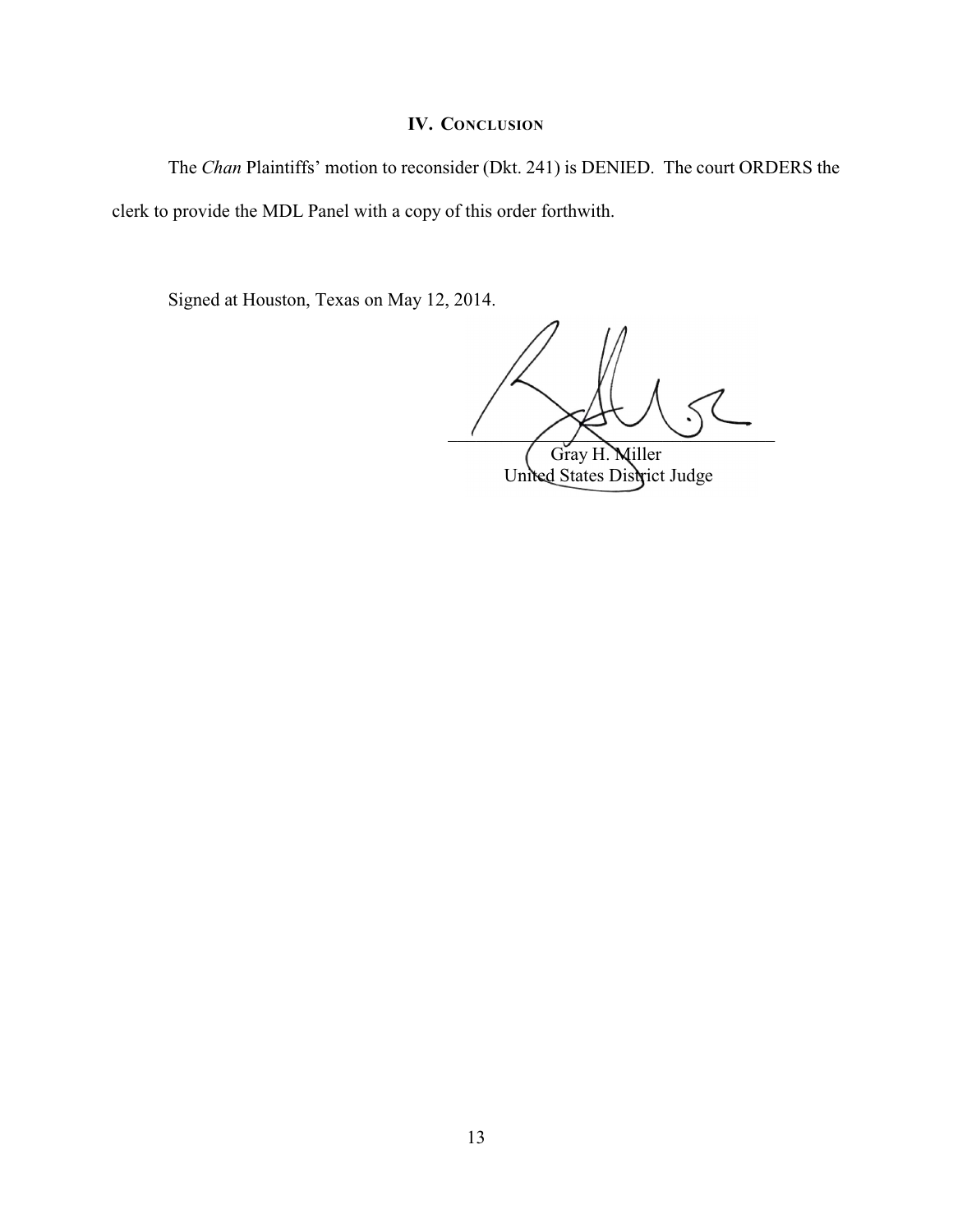## IV. CONCLUSION

The *Chan* Plaintiffs' motion to reconsider (Dkt. 241) is DENIED. The court ORDERS the clerk to provide the MDL Panel with a copy of this order forthwith.

Signed at Houston, Texas on May 12, 2014.

Gray H. Miller
United States District Judge